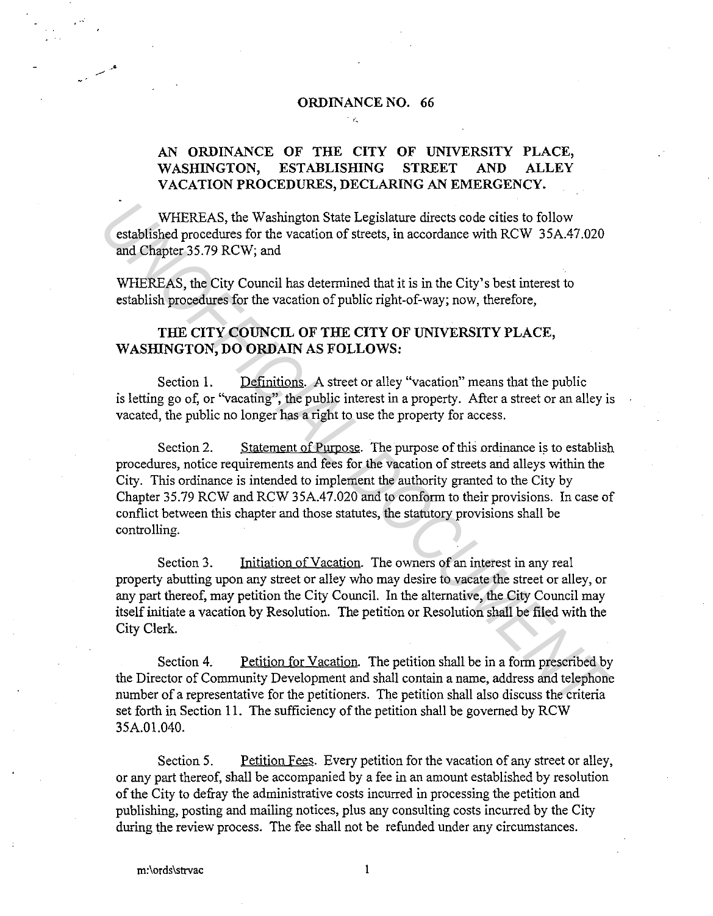# ORDINANCE NO. 66

## AN ORDINANCE OF THE CITY OF UNIVERSITY PLACE, WASHINGTON, ESTABLISHING STREET AND ALLEY VACATION PROCEDURES, DECLARING AN EMERGENCY.

WHEREAS, the Washington State Legislature directs code cities to follow established procedures for the vacation of streets, in accordance with RCW 35A.47.020 and Chapter 35.79 RCW; and

WHEREAS, the City Council has determined that it is in the City's best interest to establish procedures for the vacation of public right-of-way; now, therefore,

**THE CITY COUNCIL OF THE CITY OF UNIVERSITY PLACE, WASHINGTON, DO ORDAIN AS FOLLOWS:**

Section 1. Definitions. A street or alley "vacation" means that the public is letting go of, or "vacating", the public interest in a property. After a street or an alley is vacated, the public no longer has a right to use the property for access.

Section 2. Statement of Purpose. The purpose of this ordinance is to establish procedures, notice requirements and fees for the vacation of streets and alleys within the City. This ordinance is intended to implement the authority granted to the City by Chapter 35.79 RCW and RCW 35A.47.020 and to conform to their provisions. In case of conflict between this chapter and those statutes, the statutory provisions shall be controlling.

Section 3. Initiation of Vacation. The owners of an interest in any real property abutting upon any street or alley who may desire to vacate the street or alley, or any part thereof, may petition the City Council. In the alternative, the City Council may itself initiate a vacation by Resolution. The petition or Resolution shall be filed with the City Clerk.

Section 4. Petition for Vacation. The petition shall be in a form prescribed by the Director of Community Development and shall contain a name, address and telephone number of a representative for the petitioners. The petition shall also discuss the criteria set forth in Section 11. The sufficiency of the petition shall be governed by RCW 35A.01.040.

Section 5. Petition Fees. Every petition for the vacation of any street or alley, or any part thereof, shall be accompanied by a fee in an amount established by resolution of the City to defray the administrative costs incurred in processing the petition and publishing, posting and mailing notices, plus any consulting costs incurred by the City during the review process. The fee shall not be refunded under any circumstances.

m:\ords\strvac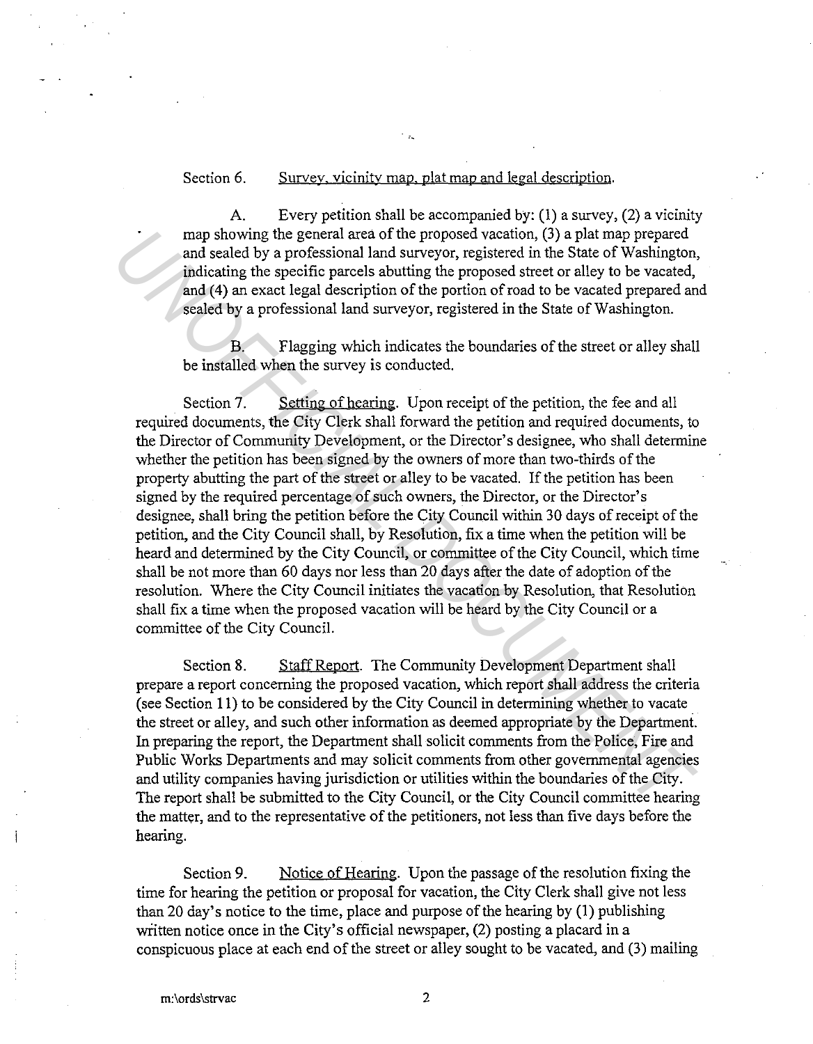Section 6. Survey, vicinity map, plat map and legal description.

A. Every petition shall be accompanied by: (1) a survey, (2) a vicinity map showing the general area of the proposed vacation, (3) a plat map prepared and sealed by a professional land surveyor, registered in the State of Washington, indicating the specific parcels abutting the proposed street or alley to be vacated, and (4) an exact legal description of the portion of road to be vacated prepared and sealed by a professional land surveyor, registered in the State of Washington.

B. Flagging which indicates the boundaries of the street or alley shall be installed when the survey is conducted.

Section 7. Setting of hearing. Upon receipt of the petition, the fee and all required documents, the City Clerk shall forward the petition and required documents, to the Director of Community Development, or the Director's designee, who shall determine whether the petition has been signed by the owners of more than two-thirds of the property abutting the part of the street or alley to be vacated. If the petition has been signed by the required percentage of such owners, the Director, or the Director's designee, shall bring the petition before the City Council within 30 days of receipt of the petition, and the City Council shall, by Resolution, fix a time when the petition will be heard and determined by the City Council, or committee of the City Council, which time shall be not more than 60 days nor less than 20 days after the date of adoption of the resolution. Where the City Council initiates the vacation by Resolution, that Resolution shall fix a time when the proposed vacation will be heard by the City Council or a committee of the City Council.

Section 8. Staff Report. The Community Development Department shall prepare a report concerning the proposed vacation, which report shall address the criteria (see Section 11) to be considered by the City Council in determining whether to vacate the street or alley, and such other information as deemed appropriate by the Department. In preparing the report, the Department shall solicit comments from the Police, Fire and Public Works Departments and may solicit comments from other governmental agencies and utility companies having jurisdiction or utilities within the boundaries of the City. The report shall be submitted to the City Council, or the City Council committee hearing the matter, and to the representative of the petitioners, not less than five days before the hearing.

Section 9. Notice of Hearing. Upon the passage of the resolution fixing the time for hearing the petition or proposal for vacation, the City Clerk shall give not less than 20 day's notice to the time, place and purpose of the hearing by (1) publishing written notice once in the City's official newspaper, (2) posting a placard in a conspicuous place at each end of the street or alley sought to be vacated, and (3) mailing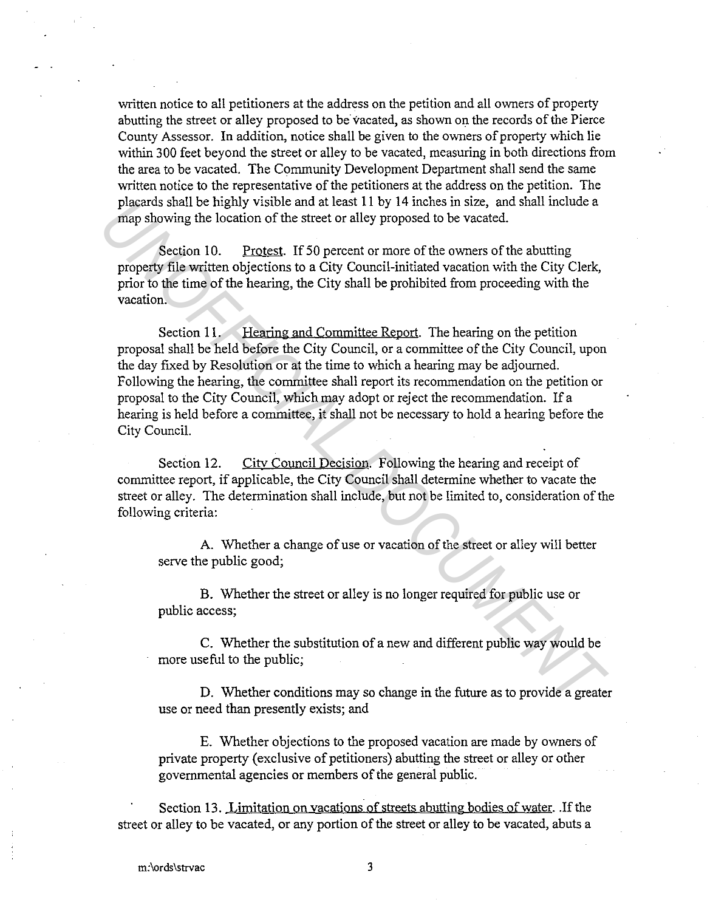written notice to all petitioners at the address on the petition and all owners of property abutting the street or alley proposed to be vacated, as shown on the records of the Pierce County Assessor. In addition, notice shall be given to the owners of property which lie within 300 feet beyond the street or alley to be vacated, measuring in both directions from the area to be vacated. The Community Development Department shall send the same written notice to the representative of the petitioners at the address on the petition. The placards shall be highly visible and at least 11 by 14 inches in size, and shall include a map showing the location of the street or alley proposed to be vacated.

Section 10. Protest. If 50 percent or more of the owners of the abutting property file written objections to a City Council-initiated vacation with the City Clerk, prior to the time of the hearing, the City shall be prohibited from proceeding with the vacation.

Section 11. Hearing and Committee Report. The hearing on the petition proposal shall be held before the City Council, or a committee of the City Council, upon the day fixed by Resolution or at the time to which a hearing may be adjourned. Following the hearing, the committee shall report its recommendation on the petition or proposal to the City Council, which may adopt or reject the recommendation. If a hearing is held before a committee, it shall not be necessary to hold a hearing before the City Council.

Section 12. City Council Decision. Following the hearing and receipt of committee report, if applicable, the City Council shall determine whether to vacate the street or alley. The determination shall include, but not be limited to, consideration of the following criteria:

A. Whether a change of use or vacation of the street or alley will better serve the public good;

B. Whether the street or alley is no longer required for public use or public access;

C. Whether the substitution of a new and different public way would be more useful to the public;

D. Whether conditions may so change in the future as to provide a greater use or need than presently exists; and

E. Whether objections to the proposed vacation are made by owners of private property (exclusive of petitioners) abutting the street or alley or other governmental agencies or members of the general public.

Section 13. Limitation on vacations of streets abutting bodies of water. If the street or alley to be vacated, or any portion of the street or alley to be vacated, abuts a

m:\ords\strvac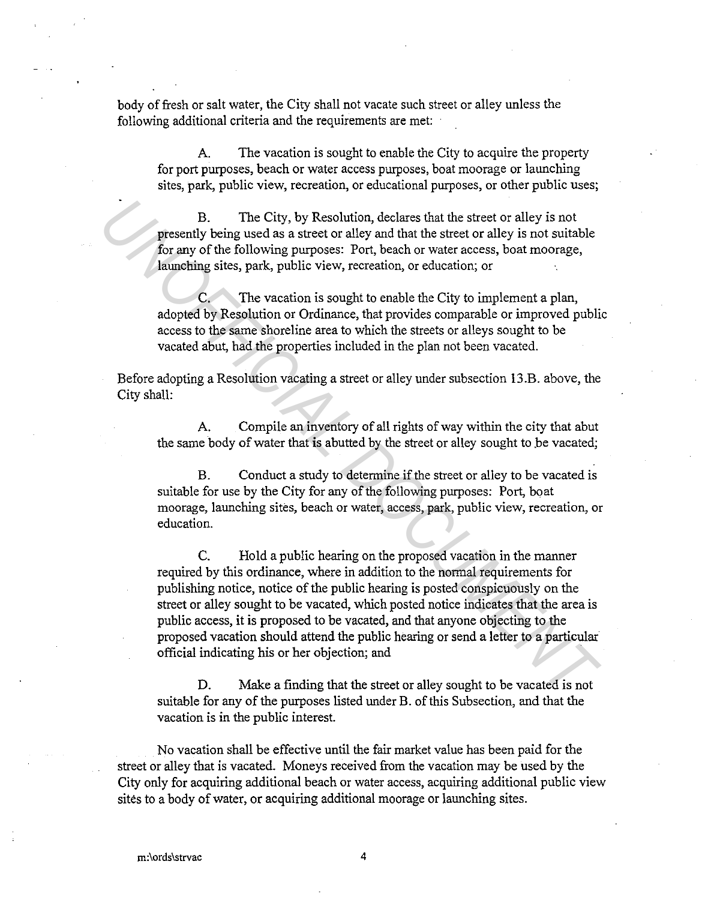body of fresh or salt water, the City shall not vacate such street or alley unless the following additional criteria and the requirements are met:

A. The vacation is sought to enable the City to acquire the property for port purposes, beach or water access purposes, boat moorage or launching sites, park, public view, recreation, or educational purposes, or other public uses;

B. The City, by Resolution, declares that the street or alley is not presently being used as a street or alley and that the street or alley is not suitable for any of the following purposes: Port, beach or water access, boat moorage, launching sites, park, public view, recreation, or education; or

C. The vacation is sought to enable the City to implement a plan, adopted by Resolution or Ordinance, that provides comparable or improved public access to the same shoreline area to which the streets or alleys sought to be vacated abut, had the properties included in the plan not been vacated.

Before adopting a Resolution vacating a street or alley under subsection 13.B. above, the City shall:

A. Compile an inventory of all rights of way within the city that abut the same body of water that is abutted by the street or alley sought to be vacated;

B. Conduct a study to determine if the street or alley to be vacated is suitable for use by the City for any of the following purposes: Port, boat moorage, launching sites, beach or water, access, park, public view, recreation, or education.

C. Hold a public hearing on the proposed vacation in the manner required by this ordinance, where in addition to the normal requirements for publishing notice, notice of the public hearing is posted conspicuously on the street or alley sought to be vacated, which posted notice indicates that the area is public access, it is proposed to be vacated, and that anyone objecting to the proposed vacation should attend the public hearing or send a letter to a particular official indicating his or her objection; and

D. Make a finding that the street or alley sought to be vacated is not suitable for any of the purposes listed under B. of this Subsection, and that the vacation is in the public interest.

No vacation shall be effective until the fair market value has been paid for the street or alley that is vacated. Moneys received from the vacation may be used by the City only for acquiring additional beach or water access, acquiring additional public view sites to a body of water, or acquiring additional moorage or launching sites.

m:\ords\strvac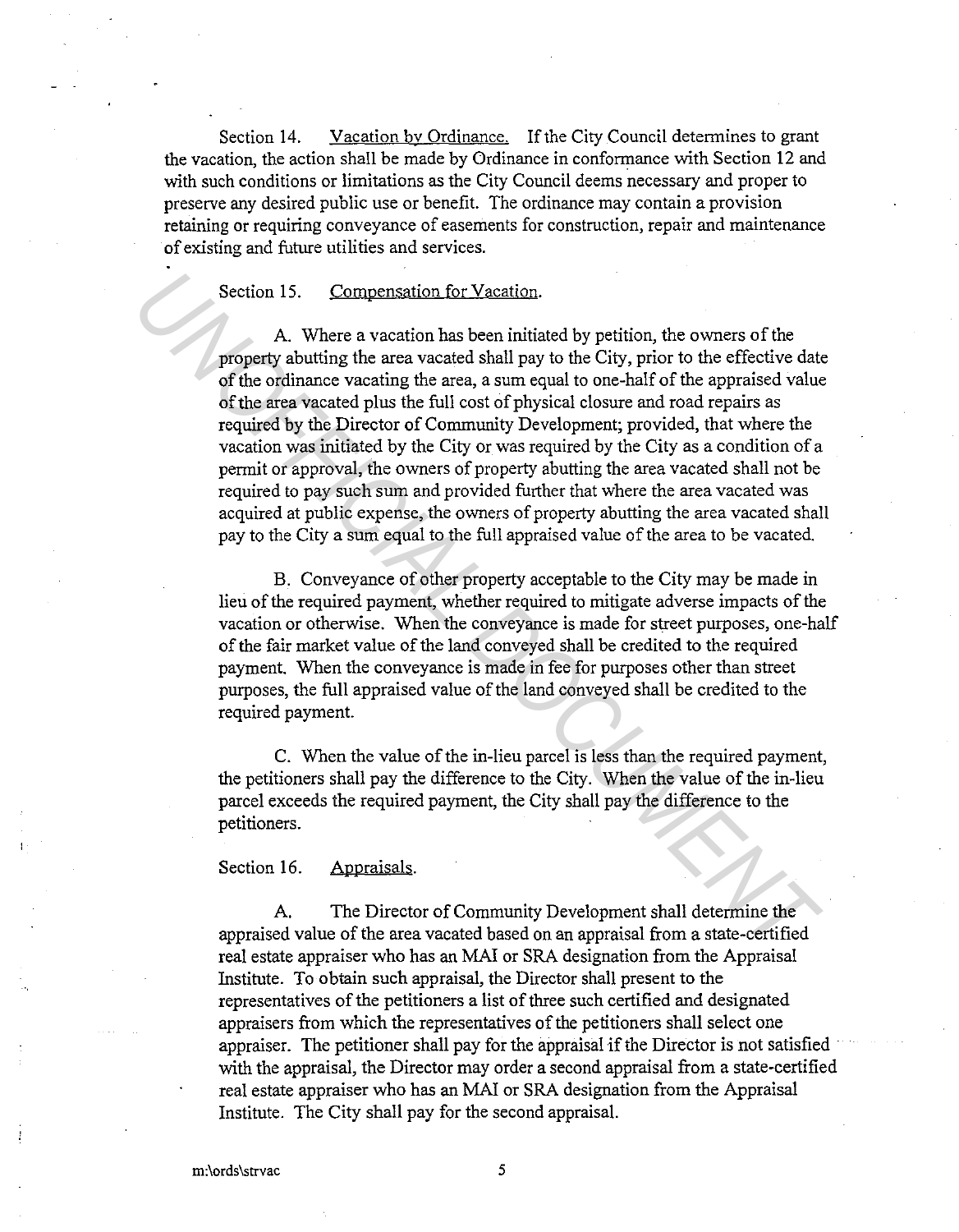Section 14. Vacation by Ordinance. If the City Council determines to grant the vacation, the action shall be made by Ordinance in conformance with Section 12 and with such conditions or limitations as the City Council deems necessary and proper to preserve any desired public use or benefit. The ordinance may contain a provision retaining or requiring conveyance of easements for construction, repair and maintenance of existing and future utilities and services.

Section 15. Compensation for Vacation.

A. Where a vacation has been initiated by petition, the owners of the property abutting the area vacated shall pay to the City, prior to the effective date of the ordinance vacating the area, a sum equal to one-half of the appraised value of the area vacated plus the full cost of physical closure and road repairs as required by the Director of Community Development; provided, that where the vacation was initiated by the City or was required by the City as a condition of a permit or approval, the owners of property abutting the area vacated shall not be required to pay such sum and provided further that where the area vacated was acquired at public expense, the owners of property abutting the area vacated shall pay to the City a sum equal to the full appraised value of the area to be vacated.

B. Conveyance of other property acceptable to the City may be made in lieu of the required payment, whether required to mitigate adverse impacts of the vacation or otherwise. When the conveyance is made for street purposes, one-half of the fair market value of the land conveyed shall be credited to the required payment. When the conveyance is made in fee for purposes other than street purposes, the full appraised value of the land conveyed shall be credited to the required payment.

C. When the value of the in-lieu parcel is less than the required payment, the petitioners shall pay the difference to the City. When the value of the in-lieu parcel exceeds the required payment, the City shall pay the difference to the petitioners.

Section 16. Appraisals.

A. The Director of Community Development shall determine the appraised value of the area vacated based on an appraisal from a state-certified real estate appraiser who has an MAI or SRA designation from the Appraisal Institute. To obtain such appraisal, the Director shall present to the representatives of the petitioners a list of three such certified and designated appraisers from which the representatives of the petitioners shall select one appraiser. The petitioner shall pay for the appraisal if the Director is not satisfied with the appraisal, the Director may order a second appraisal from a state-certified real estate appraiser who has an MAI or SRA designation from the Appraisal Institute. The City shall pay for the second appraisal.

m:\ords\strvac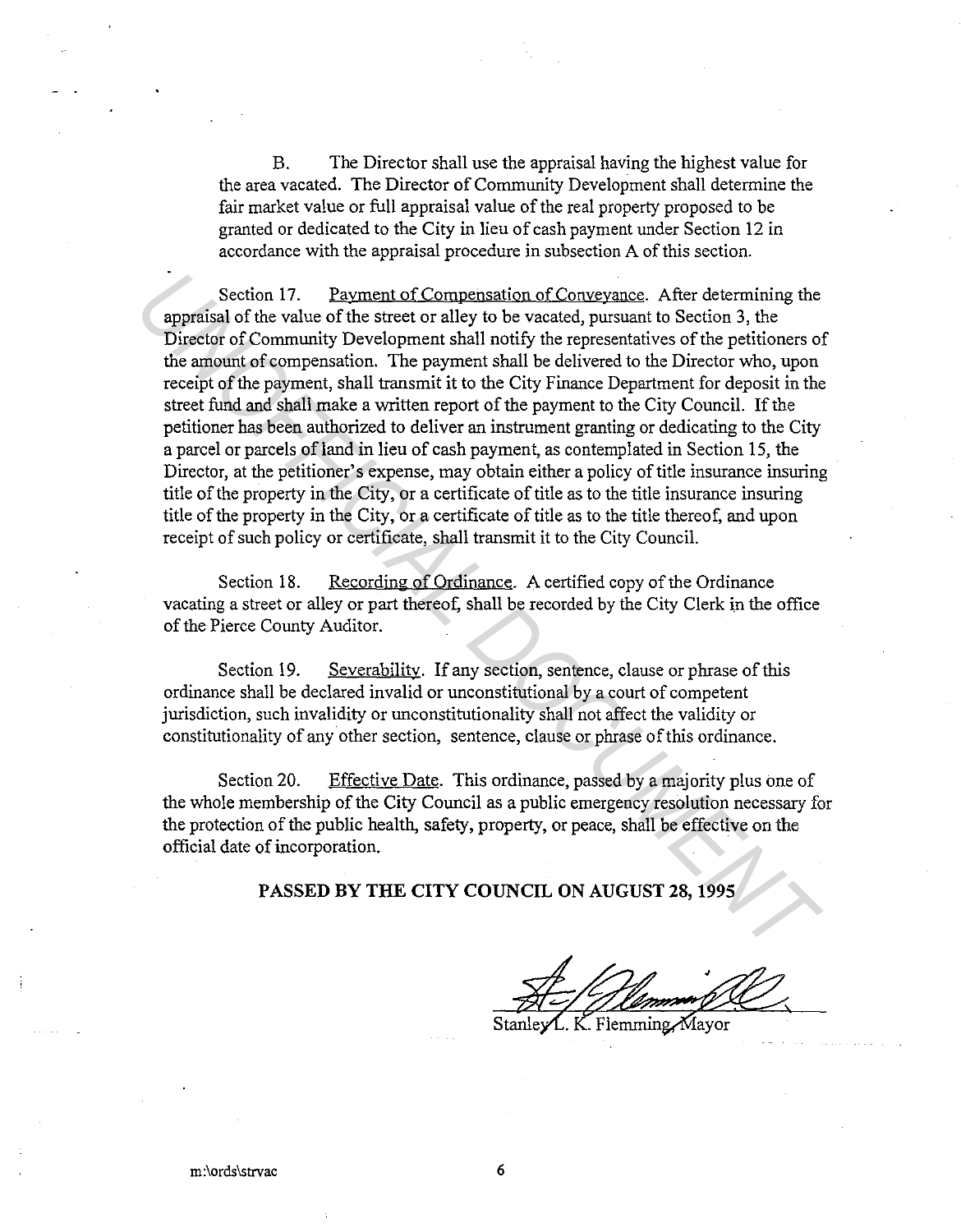B. The Director shall use the appraisal having the highest value for the area vacated. The Director of Community Development shall determine the fair market value or full appraisal value of the real property proposed to be granted or dedicated to the City in lieu of cash payment under Section 12 in accordance with the appraisal procedure in subsection A of this section.

Section 17. Payment of Compensation of Conveyance. After determining the appraisal of the value of the street or alley to be vacated, pursuant to Section 3, the Director of Community Development shall notify the representatives of the petitioners of the amount of compensation. The payment shall be delivered to the Director who, upon receipt of the payment, shall transmit it to the City Finance Department for deposit in the street fund and shall make a written report of the payment to the City Council. If the petitioner has been authorized to deliver an instrument granting or dedicating to the City a parcel or parcels of land in lieu of cash payment, as contemplated in Section 15, the Director, at the petitioner's expense, may obtain either a policy of title insurance insuring title of the property in the City, or a certificate of title as to the title insurance insuring title of the property in the City, or a certificate of title as to the title thereof, and upon receipt of such policy or certificate, shall transmit it to the City Council.

Section 18. Recording of Ordinance. A certified copy of the Ordinance vacating a street or alley or part thereof, shall be recorded by the City Clerk in the office of the Pierce County Auditor.

Section 19. Severability. If any section, sentence, clause or phrase of this ordinance shall be declared invalid or unconstitutional by a court of competent jurisdiction, such invalidity or unconstitutionality shall not affect the validity or constitutionality of any other section, sentence, clause or phrase of this ordinance.

Section 20. Effective Date. This ordinance, passed by a majority plus one of the whole membership of the City Council as a public emergency resolution necessary for the protection of the public health, safety, property, or peace, shall be effective on the official date of incorporation.

**PASSED BY THE CITY COUNCIL ON AUGUST 28, 1995**

Stanley L. K. Flemming, Mayor

m:\ords\strvac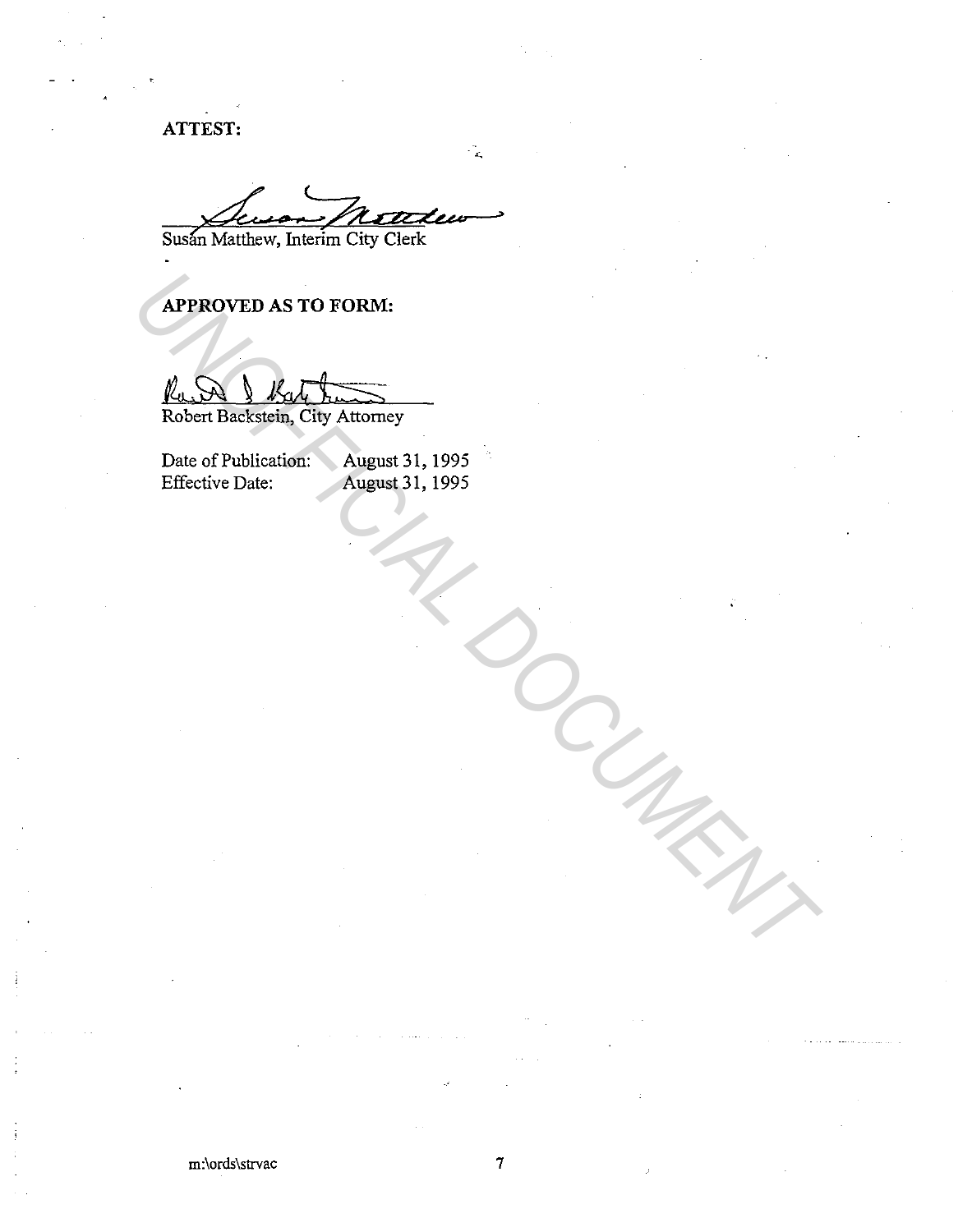**ATTEST:**

Susan Matthew, Interim City Clerk

**APPROVED AS TO FORM:**

Robert Backstein, City Attorney

Date of Publication: August 31, 1995
Effective Date: August 31, 1995

m:\ords\strvac